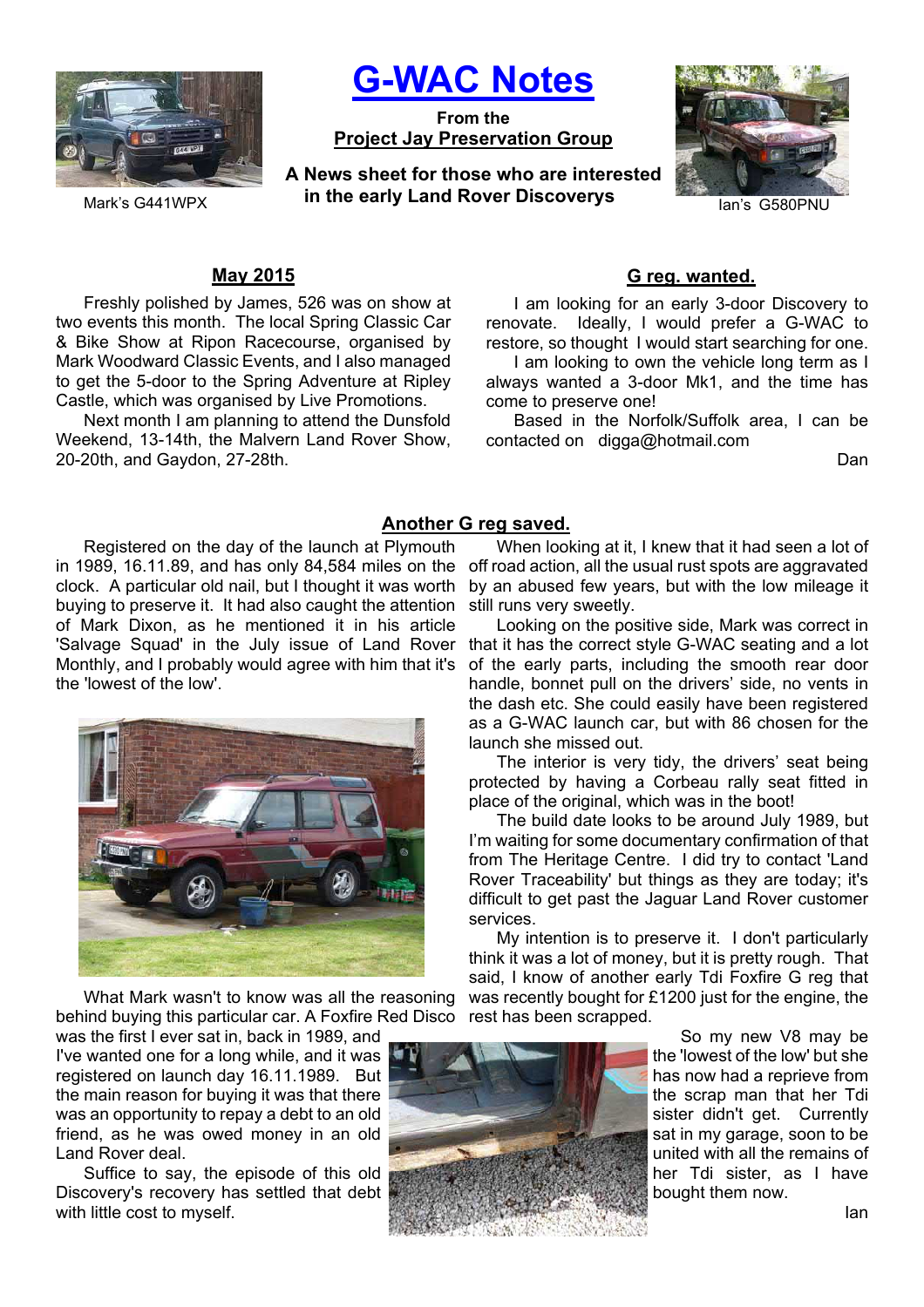Mark's G441WPX

# G-WAC Notes

**From the**
**Project Jay Preservation Group**

**A News sheet for those who are interested in the early Land Rover Discoverys**

Ian's G580PNU

## May 2015

Freshly polished by James, 526 was on show at two events this month. The local Spring Classic Car & Bike Show at Ripon Racecourse, organised by Mark Woodward Classic Events, and I also managed to get the 5-door to the Spring Adventure at Ripley Castle, which was organised by Live Promotions.

Next month I am planning to attend the Dunsfold Weekend, 13-14th, the Malvern Land Rover Show, 20-20th, and Gaydon, 27-28th.

## G reg. wanted.

I am looking for an early 3-door Discovery to renovate. Ideally, I would prefer a G-WAC to restore, so thought I would start searching for one.

I am looking to own the vehicle long term as I always wanted a 3-door Mk1, and the time has come to preserve one!

Based in the Norfolk/Suffolk area, I can be contacted on digga@hotmail.com

Dan

## Another G reg saved.

Registered on the day of the launch at Plymouth in 1989, 16.11.89, and has only 84,584 miles on the clock. A particular old nail, but I thought it was worth buying to preserve it. It had also caught the attention of Mark Dixon, as he mentioned it in his article 'Salvage Squad' in the July issue of Land Rover Monthly, and I probably would agree with him that it's the 'lowest of the low'.

What Mark wasn't to know was all the reasoning behind buying this particular car. A Foxfire Red Disco was the first I ever sat in, back in 1989, and I've wanted one for a long while, and it was registered on launch day 16.11.1989. But the main reason for buying it was that there was an opportunity to repay a debt to an old friend, as he was owed money in an old Land Rover deal.

Suffice to say, the episode of this old Discovery's recovery has settled that debt with little cost to myself.

When looking at it, I knew that it had seen a lot of off road action, all the usual rust spots are aggravated by an abused few years, but with the low mileage it still runs very sweetly.

Looking on the positive side, Mark was correct in that it has the correct style G-WAC seating and a lot of the early parts, including the smooth rear door handle, bonnet pull on the drivers' side, no vents in the dash etc. She could easily have been registered as a G-WAC launch car, but with 86 chosen for the launch she missed out.

The interior is very tidy, the drivers' seat being protected by having a Corbeau rally seat fitted in place of the original, which was in the boot!

The build date looks to be around July 1989, but I'm waiting for some documentary confirmation of that from The Heritage Centre. I did try to contact 'Land Rover Traceability' but things as they are today; it's difficult to get past the Jaguar Land Rover customer services.

My intention is to preserve it. I don't particularly think it was a lot of money, but it is pretty rough. That said, I know of another early Tdi Foxfire G reg that was recently bought for £1200 just for the engine, the rest has been scrapped.

So my new V8 may be the 'lowest of the low' but she has now had a reprieve from the scrap man that her Tdi sister didn't get. Currently sat in my garage, soon to be united with all the remains of her Tdi sister, as I have bought them now.

Ian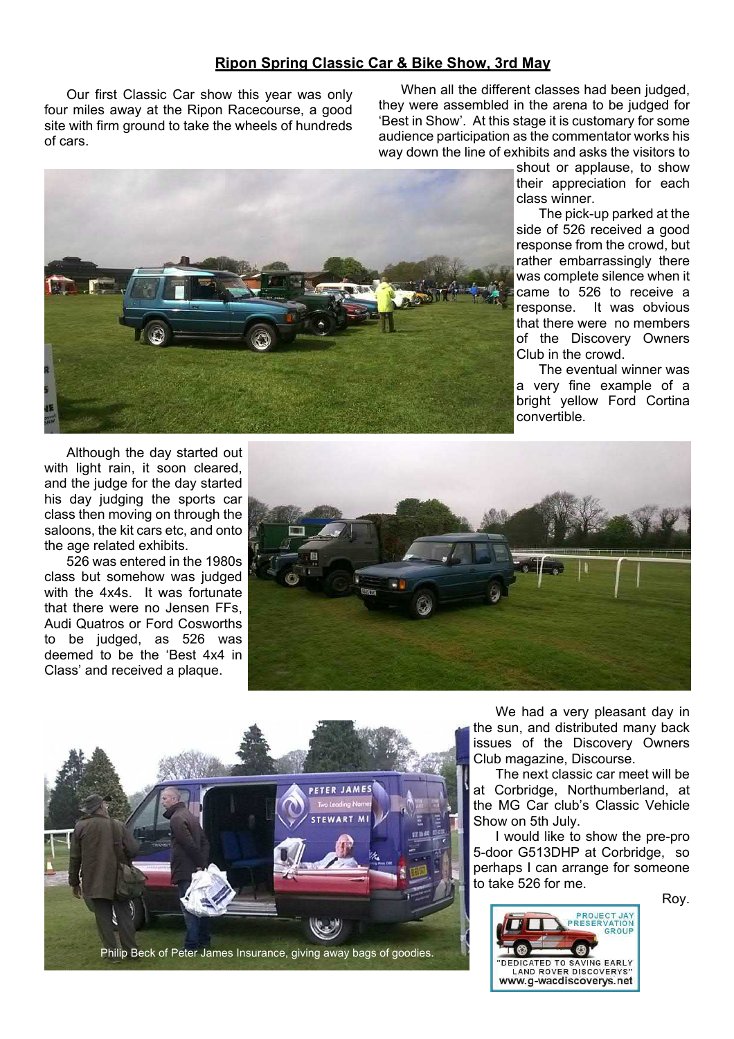## Ripon Spring Classic Car & Bike Show, 3rd May

Our first Classic Car show this year was only four miles away at the Ripon Racecourse, a good site with firm ground to take the wheels of hundreds of cars.

When all the different classes had been judged, they were assembled in the arena to be judged for 'Best in Show'. At this stage it is customary for some audience participation as the commentator works his way down the line of exhibits and asks the visitors to shout or applause, to show their appreciation for each class winner.

The pick-up parked at the side of 526 received a good response from the crowd, but rather embarrassingly there was complete silence when it came to 526 to receive a response. It was obvious that there were no members of the Discovery Owners Club in the crowd.

The eventual winner was a very fine example of a bright yellow Ford Cortina convertible.

Although the day started out with light rain, it soon cleared, and the judge for the day started his day judging the sports car class then moving on through the saloons, the kit cars etc, and onto the age related exhibits.

526 was entered in the 1980s class but somehow was judged with the 4x4s. It was fortunate that there were no Jensen FFs, Audi Quatros or Ford Cosworths to be judged, as 526 was deemed to be the 'Best 4x4 in Class' and received a plaque.

Philip Beck of Peter James Insurance, giving away bags of goodies.

We had a very pleasant day in the sun, and distributed many back issues of the Discovery Owners Club magazine, Discourse.

The next classic car meet will be at Corbridge, Northumberland, at the MG Car club's Classic Vehicle Show on 5th July.

I would like to show the pre-pro 5-door G513DHP at Corbridge, so perhaps I can arrange for someone to take 526 for me.

Roy.

PROJECT JAY PRESERVATION GROUP
"DEDICATED TO SAVING EARLY LAND ROVER DISCOVERYS"
www.g-wacdiscoverys.net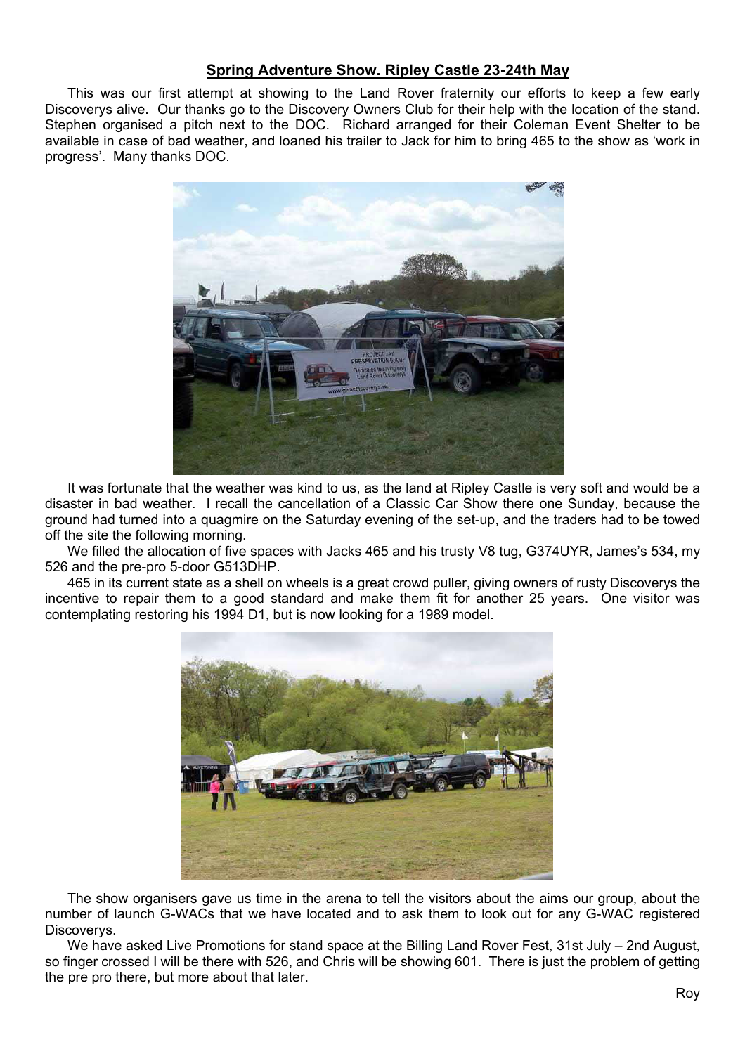## Spring Adventure Show. Ripley Castle 23-24th May

This was our first attempt at showing to the Land Rover fraternity our efforts to keep a few early Discoverys alive. Our thanks go to the Discovery Owners Club for their help with the location of the stand. Stephen organised a pitch next to the DOC. Richard arranged for their Coleman Event Shelter to be available in case of bad weather, and loaned his trailer to Jack for him to bring 465 to the show as 'work in progress'. Many thanks DOC.

It was fortunate that the weather was kind to us, as the land at Ripley Castle is very soft and would be a disaster in bad weather. I recall the cancellation of a Classic Car Show there one Sunday, because the ground had turned into a quagmire on the Saturday evening of the set-up, and the traders had to be towed off the site the following morning.

We filled the allocation of five spaces with Jacks 465 and his trusty V8 tug, G374UYR, James's 534, my 526 and the pre-pro 5-door G513DHP.

465 in its current state as a shell on wheels is a great crowd puller, giving owners of rusty Discoverys the incentive to repair them to a good standard and make them fit for another 25 years. One visitor was contemplating restoring his 1994 D1, but is now looking for a 1989 model.

The show organisers gave us time in the arena to tell the visitors about the aims our group, about the number of launch G-WACs that we have located and to ask them to look out for any G-WAC registered Discoverys.

We have asked Live Promotions for stand space at the Billing Land Rover Fest, 31st July – 2nd August, so finger crossed I will be there with 526, and Chris will be showing 601. There is just the problem of getting the pre pro there, but more about that later.

Roy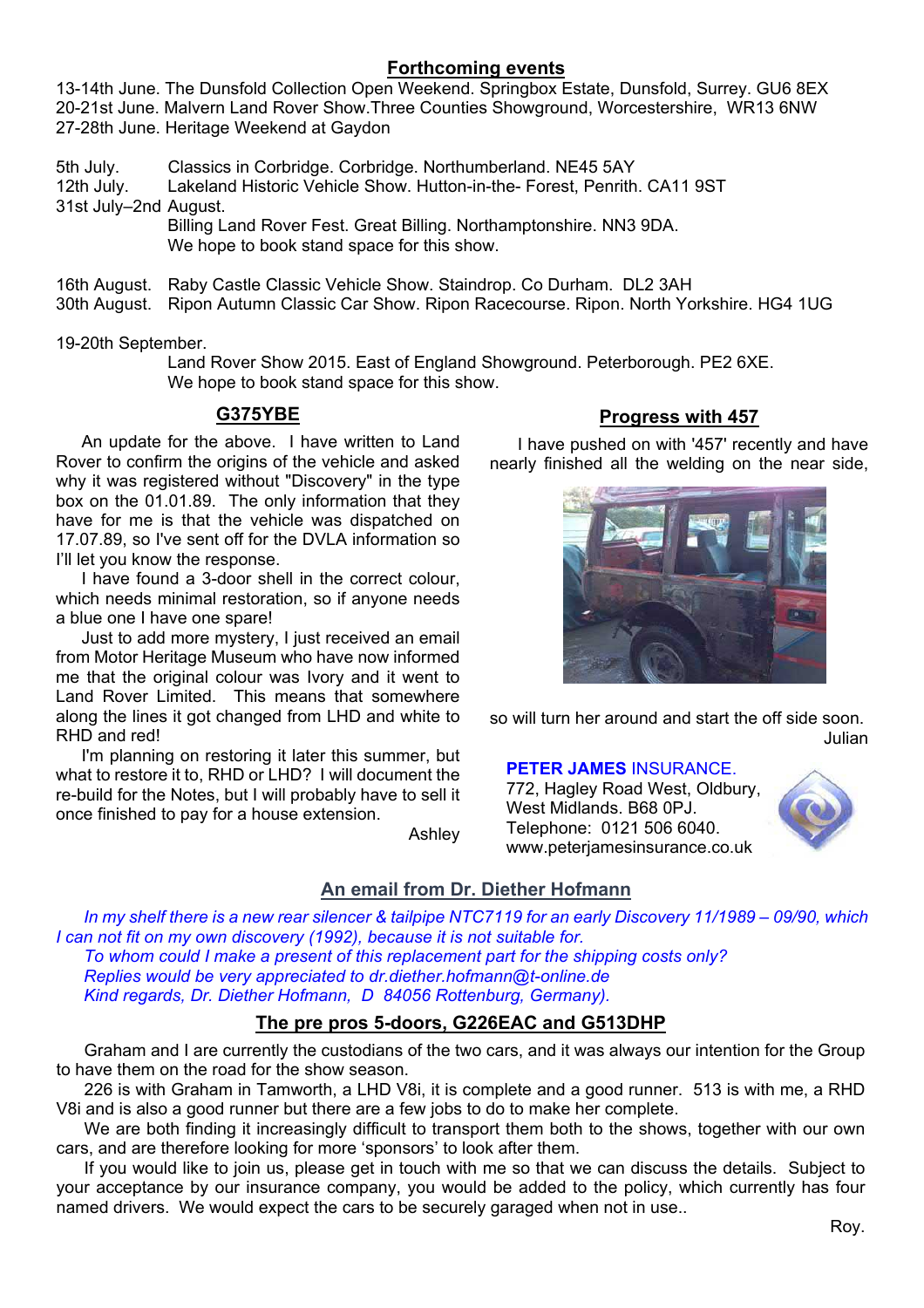## Forthcoming events

13-14th June. The Dunsfold Collection Open Weekend. Springbox Estate, Dunsfold, Surrey. GU6 8EX
20-21st June. Malvern Land Rover Show.Three Counties Showground, Worcestershire, WR13 6NW
27-28th June. Heritage Weekend at Gaydon

5th July. Classics in Corbridge. Corbridge. Northumberland. NE45 5AY
12th July. Lakeland Historic Vehicle Show. Hutton-in-the- Forest, Penrith. CA11 9ST
31st July–2nd August.
Billing Land Rover Fest. Great Billing. Northamptonshire. NN3 9DA.
We hope to book stand space for this show.

16th August. Raby Castle Classic Vehicle Show. Staindrop. Co Durham. DL2 3AH
30th August. Ripon Autumn Classic Car Show. Ripon Racecourse. Ripon. North Yorkshire. HG4 1UG

19-20th September.
Land Rover Show 2015. East of England Showground. Peterborough. PE2 6XE.
We hope to book stand space for this show.

## G375YBE

An update for the above. I have written to Land Rover to confirm the origins of the vehicle and asked why it was registered without "Discovery" in the type box on the 01.01.89. The only information that they have for me is that the vehicle was dispatched on 17.07.89, so I've sent off for the DVLA information so I'll let you know the response.

I have found a 3-door shell in the correct colour, which needs minimal restoration, so if anyone needs a blue one I have one spare!

Just to add more mystery, I just received an email from Motor Heritage Museum who have now informed me that the original colour was Ivory and it went to Land Rover Limited. This means that somewhere along the lines it got changed from LHD and white to RHD and red!

I'm planning on restoring it later this summer, but what to restore it to, RHD or LHD? I will document the re-build for the Notes, but I will probably have to sell it once finished to pay for a house extension.

Ashley

## Progress with 457

I have pushed on with '457' recently and have nearly finished all the welding on the near side, so will turn her around and start the off side soon.

Julian

**PETER JAMES** INSURANCE.
772, Hagley Road West, Oldbury,
West Midlands. B68 0PJ.
Telephone: 0121 506 6040.
www.peterjamesinsurance.co.uk

## An email from Dr. Diether Hofmann

*In my shelf there is a new rear silencer & tailpipe NTC7119 for an early Discovery 11/1989 – 09/90, which I can not fit on my own discovery (1992), because it is not suitable for.*
*To whom could I make a present of this replacement part for the shipping costs only?*
*Replies would be very appreciated to dr.diether.hofmann@t-online.de*
*Kind regards, Dr. Diether Hofmann, D 84056 Rottenburg, Germany).*

## The pre pros 5-doors, G226EAC and G513DHP

Graham and I are currently the custodians of the two cars, and it was always our intention for the Group to have them on the road for the show season.

226 is with Graham in Tamworth, a LHD V8i, it is complete and a good runner. 513 is with me, a RHD V8i and is also a good runner but there are a few jobs to do to make her complete.

We are both finding it increasingly difficult to transport them both to the shows, together with our own cars, and are therefore looking for more 'sponsors' to look after them.

If you would like to join us, please get in touch with me so that we can discuss the details. Subject to your acceptance by our insurance company, you would be added to the policy, which currently has four named drivers. We would expect the cars to be securely garaged when not in use..

Roy.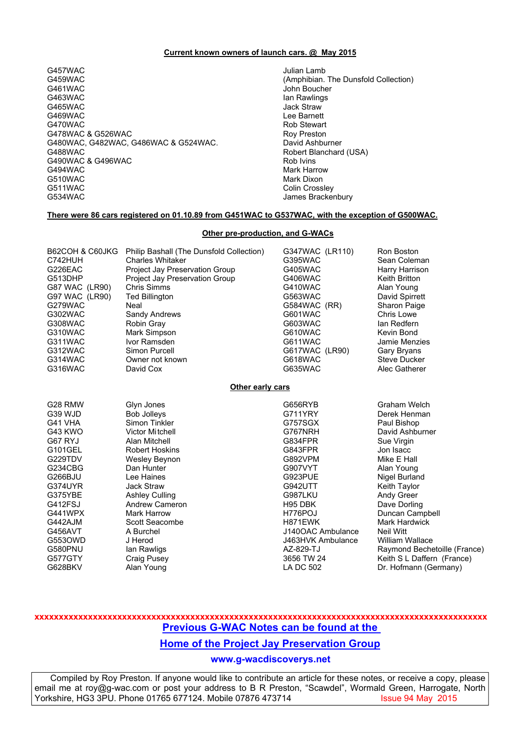**Current known owners of launch cars. @ May 2015**

| | |
|---|---|
| G457WAC | Julian Lamb |
| G459WAC | (Amphibian. The Dunsfold Collection) |
| G461WAC | John Boucher |
| G463WAC | Ian Rawlings |
| G465WAC | Jack Straw |
| G469WAC | Lee Barnett |
| G470WAC | Rob Stewart |
| G478WAC & G526WAC | Roy Preston |
| G480WAC, G482WAC, G486WAC & G524WAC. | David Ashburner |
| G488WAC | Robert Blanchard (USA) |
| G490WAC & G496WAC | Rob Ivins |
| G494WAC | Mark Harrow |
| G510WAC | Mark Dixon |
| G511WAC | Colin Crossley |
| G534WAC | James Brackenbury |

**There were 86 cars registered on 01.10.89 from G451WAC to G537WAC, with the exception of G500WAC.**

**Other pre-production, and G-WACs**

| | | | |
|---|---|---|---|
| B62COH & C60JKG | Philip Bashall (The Dunsfold Collection) | G347WAC (LR110) | Ron Boston |
| C742HUH | Charles Whitaker | G395WAC | Sean Coleman |
| G226EAC | Project Jay Preservation Group | G405WAC | Harry Harrison |
| G513DHP | Project Jay Preservation Group | G406WAC | Keith Britton |
| G87 WAC (LR90) | Chris Simms | G410WAC | Alan Young |
| G97 WAC (LR90) | Ted Billington | G563WAC | David Spirrett |
| G279WAC | Neal | G584WAC (RR) | Sharon Paige |
| G302WAC | Sandy Andrews | G601WAC | Chris Lowe |
| G308WAC | Robin Gray | G603WAC | Ian Redfern |
| G310WAC | Mark Simpson | G610WAC | Kevin Bond |
| G311WAC | Ivor Ramsden | G611WAC | Jamie Menzies |
| G312WAC | Simon Purcell | G617WAC (LR90) | Gary Bryans |
| G314WAC | Owner not known | G618WAC | Steve Ducker |
| G316WAC | David Cox | G635WAC | Alec Gatherer |

**Other early cars**

| | | | |
|---|---|---|---|
| G28 RMW | Glyn Jones | G656RYB | Graham Welch |
| G39 WJD | Bob Jolleys | G711YRY | Derek Henman |
| G41 VHA | Simon Tinkler | G757SGX | Paul Bishop |
| G43 KWO | Victor Mitchell | G767NRH | David Ashburner |
| G67 RYJ | Alan Mitchell | G834FPR | Sue Virgin |
| G101GEL | Robert Hoskins | G843FPR | Jon Isacc |
| G229TDV | Wesley Beynon | G892VPM | Mike E Hall |
| G234CBG | Dan Hunter | G907VYT | Alan Young |
| G266BJU | Lee Haines | G923PUE | Nigel Burland |
| G374UYR | Jack Straw | G942UTT | Keith Taylor |
| G375YBE | Ashley Culling | G987LKU | Andy Greer |
| G412FSJ | Andrew Cameron | H95 DBK | Dave Dorling |
| G441WPX | Mark Harrow | H776POJ | Duncan Campbell |
| G442AJM | Scott Seacombe | H871EWK | Mark Hardwick |
| G456AVT | A Burchel | J140OAC Ambulance | Neil Witt |
| G553OWD | J Herod | J463HVK Ambulance | William Wallace |
| G580PNU | Ian Rawligs | AZ-829-TJ | Raymond Bechetoille (France) |
| G577GTY | Craig Pusey | 3656 TW 24 | Keith S L Daffern (France) |
| G628BKV | Alan Young | LA DC 502 | Dr. Hofmann (Germany) |

xxxxxxxxxxxxxxxxxxxxxxxxxxxxxxxxxxxxxxxxxxxxxxxxxxxxxxxxxxxxxxxxxxxxxxxxxxxxxxxxxxxxxxxxxx

**Previous G-WAC Notes can be found at the**

**Home of the Project Jay Preservation Group**

**www.g-wacdiscoverys.net**

Compiled by Roy Preston. If anyone would like to contribute an article for these notes, or receive a copy, please email me at roy@g-wac.com or post your address to B R Preston, "Scawdel", Wormald Green, Harrogate, North Yorkshire, HG3 3PU. Phone 01765 677124. Mobile 07876 473714 Issue 94 May 2015